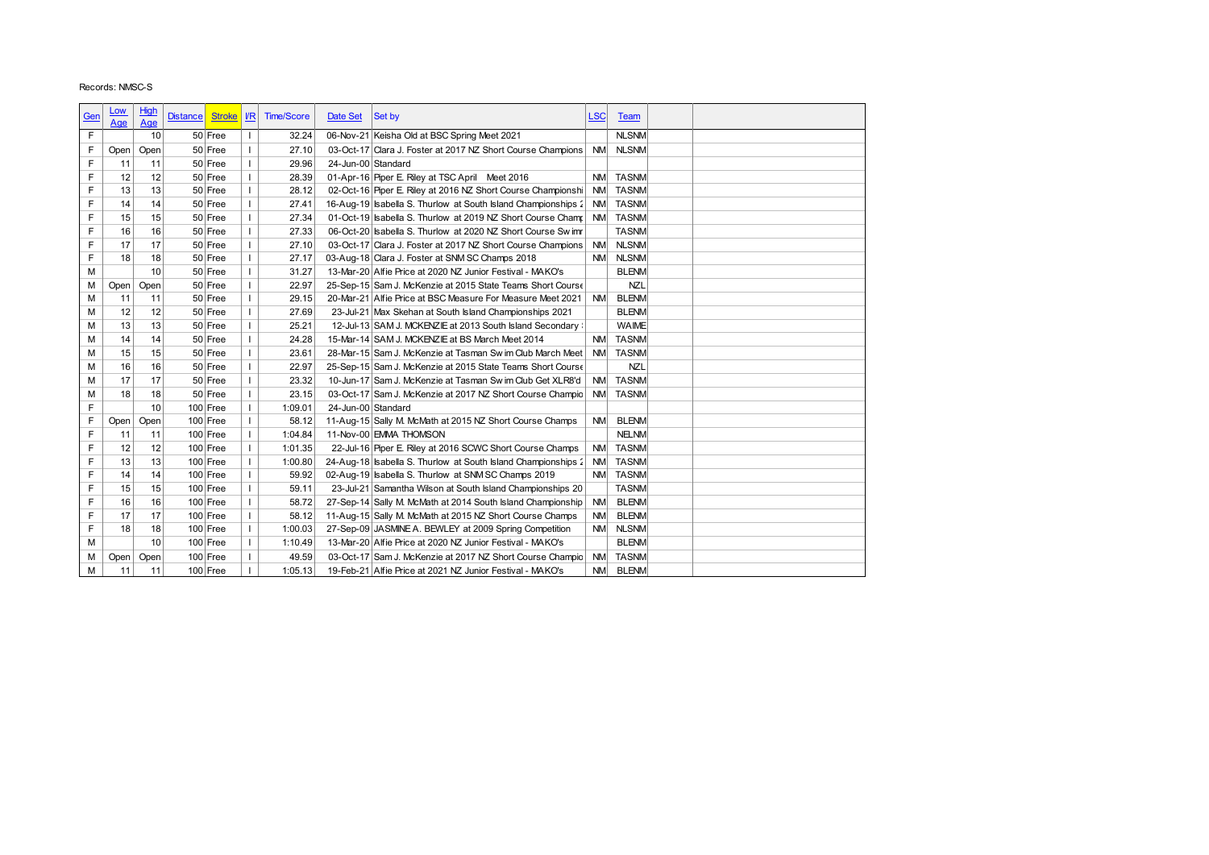Records: NMSC-S

| Gen | Low Age | High Age | Distance | Stroke | I/R | Time/Score | Date Set | Set by | LSC | Team | | |
|---|---|---|---|---|---|---|---|---|---|---|---|---|
| F | | 10 | 50 | Free | I | 32.24 | 06-Nov-21 | Keisha Old at BSC Spring Meet 2021 | | NLSNM | | |
| F | Open | Open | 50 | Free | I | 27.10 | 03-Oct-17 | Clara J. Foster at 2017 NZ Short Course Champions | NM | NLSNM | | |
| F | 11 | 11 | 50 | Free | I | 29.96 | 24-Jun-00 | Standard | | | | |
| F | 12 | 12 | 50 | Free | I | 28.39 | 01-Apr-16 | Piper E. Riley at TSC April Meet 2016 | NM | TASNM | | |
| F | 13 | 13 | 50 | Free | I | 28.12 | 02-Oct-16 | Piper E. Riley at 2016 NZ Short Course Championshi | NM | TASNM | | |
| F | 14 | 14 | 50 | Free | I | 27.41 | 16-Aug-19 | Isabella S. Thurlow at South Island Championships 2 | NM | TASNM | | |
| F | 15 | 15 | 50 | Free | I | 27.34 | 01-Oct-19 | Isabella S. Thurlow at 2019 NZ Short Course Champ | NM | TASNM | | |
| F | 16 | 16 | 50 | Free | I | 27.33 | 06-Oct-20 | Isabella S. Thurlow at 2020 NZ Short Course Swimr | | TASNM | | |
| F | 17 | 17 | 50 | Free | I | 27.10 | 03-Oct-17 | Clara J. Foster at 2017 NZ Short Course Champions | NM | NLSNM | | |
| F | 18 | 18 | 50 | Free | I | 27.17 | 03-Aug-18 | Clara J. Foster at SNM SC Champs 2018 | NM | NLSNM | | |
| M | | 10 | 50 | Free | I | 31.27 | 13-Mar-20 | Alfie Price at 2020 NZ Junior Festival - MAKO's | | BLENM | | |
| M | Open | Open | 50 | Free | I | 22.97 | 25-Sep-15 | Sam J. McKenzie at 2015 State Teams Short Course | | NZL | | |
| M | 11 | 11 | 50 | Free | I | 29.15 | 20-Mar-21 | Alfie Price at BSC Measure For Measure Meet 2021 | NM | BLENM | | |
| M | 12 | 12 | 50 | Free | I | 27.69 | 23-Jul-21 | Max Skehan at South Island Championships 2021 | | BLENM | | |
| M | 13 | 13 | 50 | Free | I | 25.21 | 12-Jul-13 | SAM J. MCKENZIE at 2013 South Island Secondary : | | WAIME | | |
| M | 14 | 14 | 50 | Free | I | 24.28 | 15-Mar-14 | SAM J. MCKENZIE at BS March Meet 2014 | NM | TASNM | | |
| M | 15 | 15 | 50 | Free | I | 23.61 | 28-Mar-15 | Sam J. McKenzie at Tasman Swim Club March Meet | NM | TASNM | | |
| M | 16 | 16 | 50 | Free | I | 22.97 | 25-Sep-15 | Sam J. McKenzie at 2015 State Teams Short Course | | NZL | | |
| M | 17 | 17 | 50 | Free | I | 23.32 | 10-Jun-17 | Sam J. McKenzie at Tasman Swim Club Get XLR8'd | NM | TASNM | | |
| M | 18 | 18 | 50 | Free | I | 23.15 | 03-Oct-17 | Sam J. McKenzie at 2017 NZ Short Course Champio | NM | TASNM | | |
| F | | 10 | 100 | Free | I | 1:09.01 | 24-Jun-00 | Standard | | | | |
| F | Open | Open | 100 | Free | I | 58.12 | 11-Aug-15 | Sally M. McMath at 2015 NZ Short Course Champs | NM | BLENM | | |
| F | 11 | 11 | 100 | Free | I | 1:04.84 | 11-Nov-00 | EMMA THOMSON | | NELNM | | |
| F | 12 | 12 | 100 | Free | I | 1:01.35 | 22-Jul-16 | Piper E. Riley at 2016 SCWC Short Course Champs | NM | TASNM | | |
| F | 13 | 13 | 100 | Free | I | 1:00.80 | 24-Aug-18 | Isabella S. Thurlow at South Island Championships 2 | NM | TASNM | | |
| F | 14 | 14 | 100 | Free | I | 59.92 | 02-Aug-19 | Isabella S. Thurlow at SNM SC Champs 2019 | NM | TASNM | | |
| F | 15 | 15 | 100 | Free | I | 59.11 | 23-Jul-21 | Samantha Wilson at South Island Championships 20 | | TASNM | | |
| F | 16 | 16 | 100 | Free | I | 58.72 | 27-Sep-14 | Sally M. McMath at 2014 South Island Championship | NM | BLENM | | |
| F | 17 | 17 | 100 | Free | I | 58.12 | 11-Aug-15 | Sally M. McMath at 2015 NZ Short Course Champs | NM | BLENM | | |
| F | 18 | 18 | 100 | Free | I | 1:00.03 | 27-Sep-09 | JASMINE A. BEWLEY at 2009 Spring Competition | NM | NLSNM | | |
| M | | 10 | 100 | Free | I | 1:10.49 | 13-Mar-20 | Alfie Price at 2020 NZ Junior Festival - MAKO's | | BLENM | | |
| M | Open | Open | 100 | Free | I | 49.59 | 03-Oct-17 | Sam J. McKenzie at 2017 NZ Short Course Champio | NM | TASNM | | |
| M | 11 | 11 | 100 | Free | I | 1:05.13 | 19-Feb-21 | Alfie Price at 2021 NZ Junior Festival - MAKO's | NM | BLENM | | |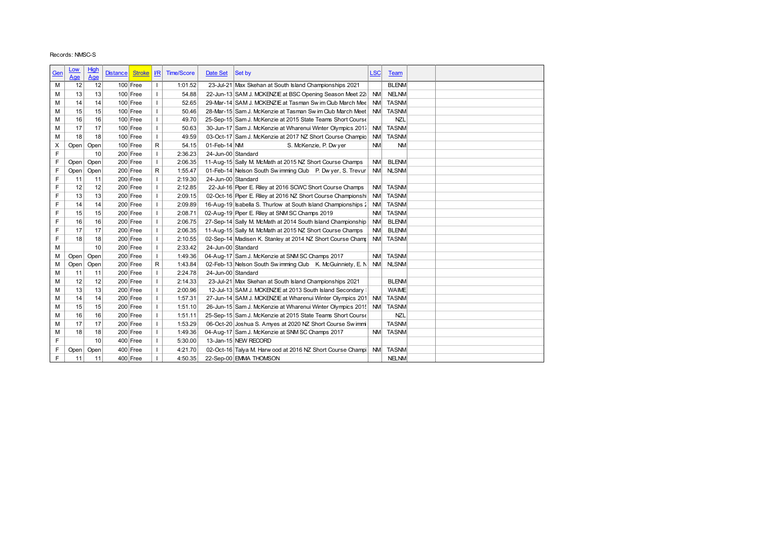Records: NMSC-S

| Gen | Low Age | High Age | Distance | Stroke | I/R | Time/Score | Date Set | Set by | LSC | Team | | |
|---|---|---|---|---|---|---|---|---|---|---|---|---|
| M | 12 | 12 | 100 | Free | I | 1:01.52 | 23-Jul-21 | Max Skehan at South Island Championships 2021 | | BLENM | | |
| M | 13 | 13 | 100 | Free | I | 54.88 | 22-Jun-13 | SAM J. MCKENZIE at BSC Opening Season Meet 22 | NM | NELNM | | |
| M | 14 | 14 | 100 | Free | I | 52.65 | 29-Mar-14 | SAM J. MCKENZIE at Tasman Swim Club March Mee | NM | TASNM | | |
| M | 15 | 15 | 100 | Free | I | 50.46 | 28-Mar-15 | Sam J. McKenzie at Tasman Swim Club March Meet | NM | TASNM | | |
| M | 16 | 16 | 100 | Free | I | 49.70 | 25-Sep-15 | Sam J. McKenzie at 2015 State Teams Short Course | | NZL | | |
| M | 17 | 17 | 100 | Free | I | 50.63 | 30-Jun-17 | Sam J. McKenzie at Wharenui Winter Olympics 2017 | NM | TASNM | | |
| M | 18 | 18 | 100 | Free | I | 49.59 | 03-Oct-17 | Sam J. McKenzie at 2017 NZ Short Course Champio | NM | TASNM | | |
| X | Open | Open | 100 | Free | R | 54.15 | 01-Feb-14 | NM S. McKenzie, P. Dwyer | NM | NM | | |
| F | | 10 | 200 | Free | I | 2:36.23 | 24-Jun-00 | Standard | | | | |
| F | Open | Open | 200 | Free | I | 2:06.35 | 11-Aug-15 | Sally M. McMath at 2015 NZ Short Course Champs | NM | BLENM | | |
| F | Open | Open | 200 | Free | R | 1:55.47 | 01-Feb-14 | Nelson South Swimming Club P. Dwyer, S. Trevur | NM | NLSNM | | |
| F | 11 | 11 | 200 | Free | I | 2:19.30 | 24-Jun-00 | Standard | | | | |
| F | 12 | 12 | 200 | Free | I | 2:12.85 | 22-Jul-16 | Piper E. Riley at 2016 SCWC Short Course Champs | NM | TASNM | | |
| F | 13 | 13 | 200 | Free | I | 2:09.15 | 02-Oct-16 | Piper E. Riley at 2016 NZ Short Course Championshi | NM | TASNM | | |
| F | 14 | 14 | 200 | Free | I | 2:09.89 | 16-Aug-19 | Isabella S. Thurlow at South Island Championships 2 | NM | TASNM | | |
| F | 15 | 15 | 200 | Free | I | 2:08.71 | 02-Aug-19 | Piper E. Riley at SNMSC Champs 2019 | NM | TASNM | | |
| F | 16 | 16 | 200 | Free | I | 2:06.75 | 27-Sep-14 | Sally M. McMath at 2014 South Island Championship | NM | BLENM | | |
| F | 17 | 17 | 200 | Free | I | 2:06.35 | 11-Aug-15 | Sally M. McMath at 2015 NZ Short Course Champs | NM | BLENM | | |
| F | 18 | 18 | 200 | Free | I | 2:10.55 | 02-Sep-14 | Madisen K. Stanley at 2014 NZ Short Course Champ | NM | TASNM | | |
| M | | 10 | 200 | Free | I | 2:33.42 | 24-Jun-00 | Standard | | | | |
| M | Open | Open | 200 | Free | I | 1:49.36 | 04-Aug-17 | Sam J. McKenzie at SNMSC Champs 2017 | NM | TASNM | | |
| M | Open | Open | 200 | Free | R | 1:43.84 | 02-Feb-13 | Nelson South Swimming Club K. McGuinniety, E. N | NM | NLSNM | | |
| M | 11 | 11 | 200 | Free | I | 2:24.78 | 24-Jun-00 | Standard | | | | |
| M | 12 | 12 | 200 | Free | I | 2:14.33 | 23-Jul-21 | Max Skehan at South Island Championships 2021 | | BLENM | | |
| M | 13 | 13 | 200 | Free | I | 2:00.96 | 12-Jul-13 | SAM J. MCKENZIE at 2013 South Island Secondary | | WAIME | | |
| M | 14 | 14 | 200 | Free | I | 1:57.31 | 27-Jun-14 | SAM J. MCKENZIE at Wharenui Winter Olympics 201 | NM | TASNM | | |
| M | 15 | 15 | 200 | Free | I | 1:51.10 | 26-Jun-15 | Sam J. McKenzie at Wharenui Winter Olympics 2015 | NM | TASNM | | |
| M | 16 | 16 | 200 | Free | I | 1:51.11 | 25-Sep-15 | Sam J. McKenzie at 2015 State Teams Short Course | | NZL | | |
| M | 17 | 17 | 200 | Free | I | 1:53.29 | 06-Oct-20 | Joshua S. Amyes at 2020 NZ Short Course Swimmi | | TASNM | | |
| M | 18 | 18 | 200 | Free | I | 1:49.36 | 04-Aug-17 | Sam J. McKenzie at SNMSC Champs 2017 | NM | TASNM | | |
| F | | 10 | 400 | Free | I | 5:30.00 | 13-Jan-15 | NEW RECORD | | | | |
| F | Open | Open | 400 | Free | I | 4:21.70 | 02-Oct-16 | Talya M. Harwood at 2016 NZ Short Course Champi | NM | TASNM | | |
| F | 11 | 11 | 400 | Free | I | 4:50.35 | 22-Sep-00 | EMMA THOMSON | | NELNM | | |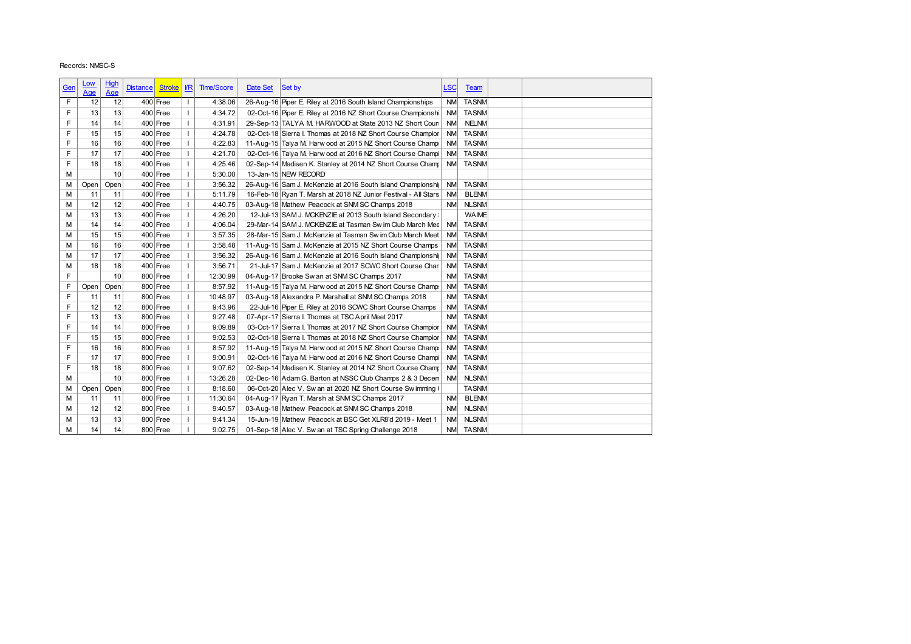Records: NMSC-S

| Gen | Low Age | High Age | Distance | Stroke | I/R | Time/Score | Date Set | Set by | LSC | Team | | |
|---|---|---|---|---|---|---|---|---|---|---|---|---|
| F | 12 | 12 | 400 | Free | I | 4:38.06 | 26-Aug-16 | Piper E. Riley at 2016 South Island Championships | NM | TASNM | | |
| F | 13 | 13 | 400 | Free | I | 4:34.72 | 02-Oct-16 | Piper E. Riley at 2016 NZ Short Course Championshi | NM | TASNM | | |
| F | 14 | 14 | 400 | Free | I | 4:31.91 | 29-Sep-13 | TALYA M. HARWOOD at State 2013 NZ Short Cour: | NM | NELNM | | |
| F | 15 | 15 | 400 | Free | I | 4:24.78 | 02-Oct-18 | Sierra I. Thomas at 2018 NZ Short Course Champior | NM | TASNM | | |
| F | 16 | 16 | 400 | Free | I | 4:22.83 | 11-Aug-15 | Talya M. Harwood at 2015 NZ Short Course Champ: | NM | TASNM | | |
| F | 17 | 17 | 400 | Free | I | 4:21.70 | 02-Oct-16 | Talya M. Harwood at 2016 NZ Short Course Champi | NM | TASNM | | |
| F | 18 | 18 | 400 | Free | I | 4:25.46 | 02-Sep-14 | Madisen K. Stanley at 2014 NZ Short Course Champ | NM | TASNM | | |
| M | | 10 | 400 | Free | I | 5:30.00 | 13-Jan-15 | NEW RECORD | | | | |
| M | Open | Open | 400 | Free | I | 3:56.32 | 26-Aug-16 | Sam J. McKenzie at 2016 South Island Championshi | NM | TASNM | | |
| M | 11 | 11 | 400 | Free | I | 5:11.79 | 16-Feb-18 | Ryan T. Marsh at 2018 NZ Junior Festival - All Stars | NM | BLENM | | |
| M | 12 | 12 | 400 | Free | I | 4:40.75 | 03-Aug-18 | Mathew Peacock at SNM SC Champs 2018 | NM | NLSNM | | |
| M | 13 | 13 | 400 | Free | I | 4:26.20 | 12-Jul-13 | SAM J. MCKENZIE at 2013 South Island Secondary : | | WAIME | | |
| M | 14 | 14 | 400 | Free | I | 4:06.04 | 29-Mar-14 | SAM J. MCKENZIE at Tasman Swim Club March Mee | NM | TASNM | | |
| M | 15 | 15 | 400 | Free | I | 3:57.35 | 28-Mar-15 | Sam J. McKenzie at Tasman Swim Club March Meet | NM | TASNM | | |
| M | 16 | 16 | 400 | Free | I | 3:58.48 | 11-Aug-15 | Sam J. McKenzie at 2015 NZ Short Course Champs | NM | TASNM | | |
| M | 17 | 17 | 400 | Free | I | 3:56.32 | 26-Aug-16 | Sam J. McKenzie at 2016 South Island Championshi | NM | TASNM | | |
| M | 18 | 18 | 400 | Free | I | 3:56.71 | 21-Jul-17 | Sam J. McKenzie at 2017 SCWC Short Course Char | NM | TASNM | | |
| F | | 10 | 800 | Free | I | 12:30.99 | 04-Aug-17 | Brooke Swan at SNM SC Champs 2017 | NM | TASNM | | |
| F | Open | Open | 800 | Free | I | 8:57.92 | 11-Aug-15 | Talya M. Harwood at 2015 NZ Short Course Champ: | NM | TASNM | | |
| F | 11 | 11 | 800 | Free | I | 10:48.97 | 03-Aug-18 | Alexandra P. Marshall at SNM SC Champs 2018 | NM | TASNM | | |
| F | 12 | 12 | 800 | Free | I | 9:43.96 | 22-Jul-16 | Piper E. Riley at 2016 SCWC Short Course Champs | NM | TASNM | | |
| F | 13 | 13 | 800 | Free | I | 9:27.48 | 07-Apr-17 | Sierra I. Thomas at TSC April Meet 2017 | NM | TASNM | | |
| F | 14 | 14 | 800 | Free | I | 9:09.89 | 03-Oct-17 | Sierra I. Thomas at 2017 NZ Short Course Champior | NM | TASNM | | |
| F | 15 | 15 | 800 | Free | I | 9:02.53 | 02-Oct-18 | Sierra I. Thomas at 2018 NZ Short Course Champior | NM | TASNM | | |
| F | 16 | 16 | 800 | Free | I | 8:57.92 | 11-Aug-15 | Talya M. Harwood at 2015 NZ Short Course Champ: | NM | TASNM | | |
| F | 17 | 17 | 800 | Free | I | 9:00.91 | 02-Oct-16 | Talya M. Harwood at 2016 NZ Short Course Champi | NM | TASNM | | |
| F | 18 | 18 | 800 | Free | I | 9:07.62 | 02-Sep-14 | Madisen K. Stanley at 2014 NZ Short Course Champ | NM | TASNM | | |
| M | | 10 | 800 | Free | I | 13:26.28 | 02-Dec-16 | Adam G. Barton at NSSC Club Champs 2 & 3 Decen | NM | NLSNM | | |
| M | Open | Open | 800 | Free | I | 8:18.60 | 06-Oct-20 | Alec V. Swan at 2020 NZ Short Course Swimming ( | | TASNM | | |
| M | 11 | 11 | 800 | Free | I | 11:30.64 | 04-Aug-17 | Ryan T. Marsh at SNM SC Champs 2017 | NM | BLENM | | |
| M | 12 | 12 | 800 | Free | I | 9:40.57 | 03-Aug-18 | Mathew Peacock at SNM SC Champs 2018 | NM | NLSNM | | |
| M | 13 | 13 | 800 | Free | I | 9:41.34 | 15-Jun-19 | Mathew Peacock at BSC Get XLR8'd 2019 - Meet 1 | NM | NLSNM | | |
| M | 14 | 14 | 800 | Free | I | 9:02.75 | 01-Sep-18 | Alec V. Swan at TSC Spring Challenge 2018 | NM | TASNM | | |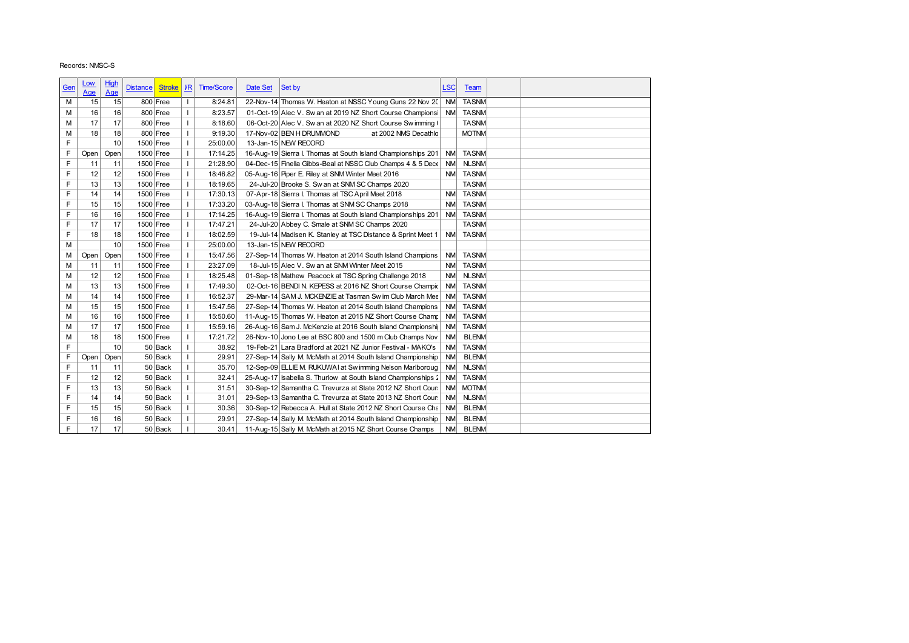Records: NMSC-S

| Gen | Low Age | High Age | Distance | Stroke | I/R | Time/Score | Date Set | Set by | LSC | Team | | |
|---|---|---|---|---|---|---|---|---|---|---|---|---|
| M | 15 | 15 | 800 | Free | I | 8:24.81 | 22-Nov-14 | Thomas W. Heaton at NSSC Young Guns 22 Nov 20 | NM | TASNM | | |
| M | 16 | 16 | 800 | Free | I | 8:23.57 | 01-Oct-19 | Alec V. Swan at 2019 NZ Short Course Championsi | NM | TASNM | | |
| M | 17 | 17 | 800 | Free | I | 8:18.60 | 06-Oct-20 | Alec V. Swan at 2020 NZ Short Course Swimming ( | | TASNM | | |
| M | 18 | 18 | 800 | Free | I | 9:19.30 | 17-Nov-02 | BEN H DRUMMOND at 2002 NMS Decathlo | | MOTNM | | |
| F | | 10 | 1500 | Free | I | 25:00.00 | 13-Jan-15 | NEW RECORD | | | | |
| F | Open | Open | 1500 | Free | I | 17:14.25 | 16-Aug-19 | Sierra I. Thomas at South Island Championships 201 | NM | TASNM | | |
| F | 11 | 11 | 1500 | Free | I | 21:28.90 | 04-Dec-15 | Finella Gibbs-Beal at NSSC Club Champs 4 & 5 Dece | NM | NLSNM | | |
| F | 12 | 12 | 1500 | Free | I | 18:46.82 | 05-Aug-16 | Piper E. Riley at SNM Winter Meet 2016 | NM | TASNM | | |
| F | 13 | 13 | 1500 | Free | I | 18:19.65 | 24-Jul-20 | Brooke S. Swan at SNM SC Champs 2020 | | TASNM | | |
| F | 14 | 14 | 1500 | Free | I | 17:30.13 | 07-Apr-18 | Sierra I. Thomas at TSC April Meet 2018 | NM | TASNM | | |
| F | 15 | 15 | 1500 | Free | I | 17:33.20 | 03-Aug-18 | Sierra I. Thomas at SNM SC Champs 2018 | NM | TASNM | | |
| F | 16 | 16 | 1500 | Free | I | 17:14.25 | 16-Aug-19 | Sierra I. Thomas at South Island Championships 201 | NM | TASNM | | |
| F | 17 | 17 | 1500 | Free | I | 17:47.21 | 24-Jul-20 | Abbey C. Smale at SNM SC Champs 2020 | | TASNM | | |
| F | 18 | 18 | 1500 | Free | I | 18:02.59 | 19-Jul-14 | Madisen K. Stanley at TSC Distance & Sprint Meet 1 | NM | TASNM | | |
| M | | 10 | 1500 | Free | I | 25:00.00 | 13-Jan-15 | NEW RECORD | | | | |
| M | Open | Open | 1500 | Free | I | 15:47.56 | 27-Sep-14 | Thomas W. Heaton at 2014 South Island Champions | NM | TASNM | | |
| M | 11 | 11 | 1500 | Free | I | 23:27.09 | 18-Jul-15 | Alec V. Swan at SNM Winter Meet 2015 | NM | TASNM | | |
| M | 12 | 12 | 1500 | Free | I | 18:25.48 | 01-Sep-18 | Mathew Peacock at TSC Spring Challenge 2018 | NM | NLSNM | | |
| M | 13 | 13 | 1500 | Free | I | 17:49.30 | 02-Oct-16 | BENDI N. KEPESS at 2016 NZ Short Course Champic | NM | TASNM | | |
| M | 14 | 14 | 1500 | Free | I | 16:52.37 | 29-Mar-14 | SAM J. MCKENZIE at Tasman Swim Club March Mee | NM | TASNM | | |
| M | 15 | 15 | 1500 | Free | I | 15:47.56 | 27-Sep-14 | Thomas W. Heaton at 2014 South Island Champions | NM | TASNM | | |
| M | 16 | 16 | 1500 | Free | I | 15:50.60 | 11-Aug-15 | Thomas W. Heaton at 2015 NZ Short Course Champ | NM | TASNM | | |
| M | 17 | 17 | 1500 | Free | I | 15:59.16 | 26-Aug-16 | Sam J. McKenzie at 2016 South Island Championshi | NM | TASNM | | |
| M | 18 | 18 | 1500 | Free | I | 17:21.72 | 26-Nov-10 | Jono Lee at BSC 800 and 1500 m Club Champs Nov | NM | BLENM | | |
| F | | 10 | 50 | Back | I | 38.92 | 19-Feb-21 | Lara Bradford at 2021 NZ Junior Festival - MAKO's | NM | TASNM | | |
| F | Open | Open | 50 | Back | I | 29.91 | 27-Sep-14 | Sally M. McMath at 2014 South Island Championship | NM | BLENM | | |
| F | 11 | 11 | 50 | Back | I | 35.70 | 12-Sep-09 | ELLIE M. RUKUWAI at Swimming Nelson Marlboroug | NM | NLSNM | | |
| F | 12 | 12 | 50 | Back | I | 32.41 | 25-Aug-17 | Isabella S. Thurlow at South Island Championships 2 | NM | TASNM | | |
| F | 13 | 13 | 50 | Back | I | 31.51 | 30-Sep-12 | Samantha C. Trevurza at State 2012 NZ Short Cour | NM | MOTNM | | |
| F | 14 | 14 | 50 | Back | I | 31.01 | 29-Sep-13 | Samantha C. Trevurza at State 2013 NZ Short Cour | NM | NLSNM | | |
| F | 15 | 15 | 50 | Back | I | 30.36 | 30-Sep-12 | Rebecca A. Hull at State 2012 NZ Short Course Cha | NM | BLENM | | |
| F | 16 | 16 | 50 | Back | I | 29.91 | 27-Sep-14 | Sally M. McMath at 2014 South Island Championship | NM | BLENM | | |
| F | 17 | 17 | 50 | Back | I | 30.41 | 11-Aug-15 | Sally M. McMath at 2015 NZ Short Course Champs | NM | BLENM | | |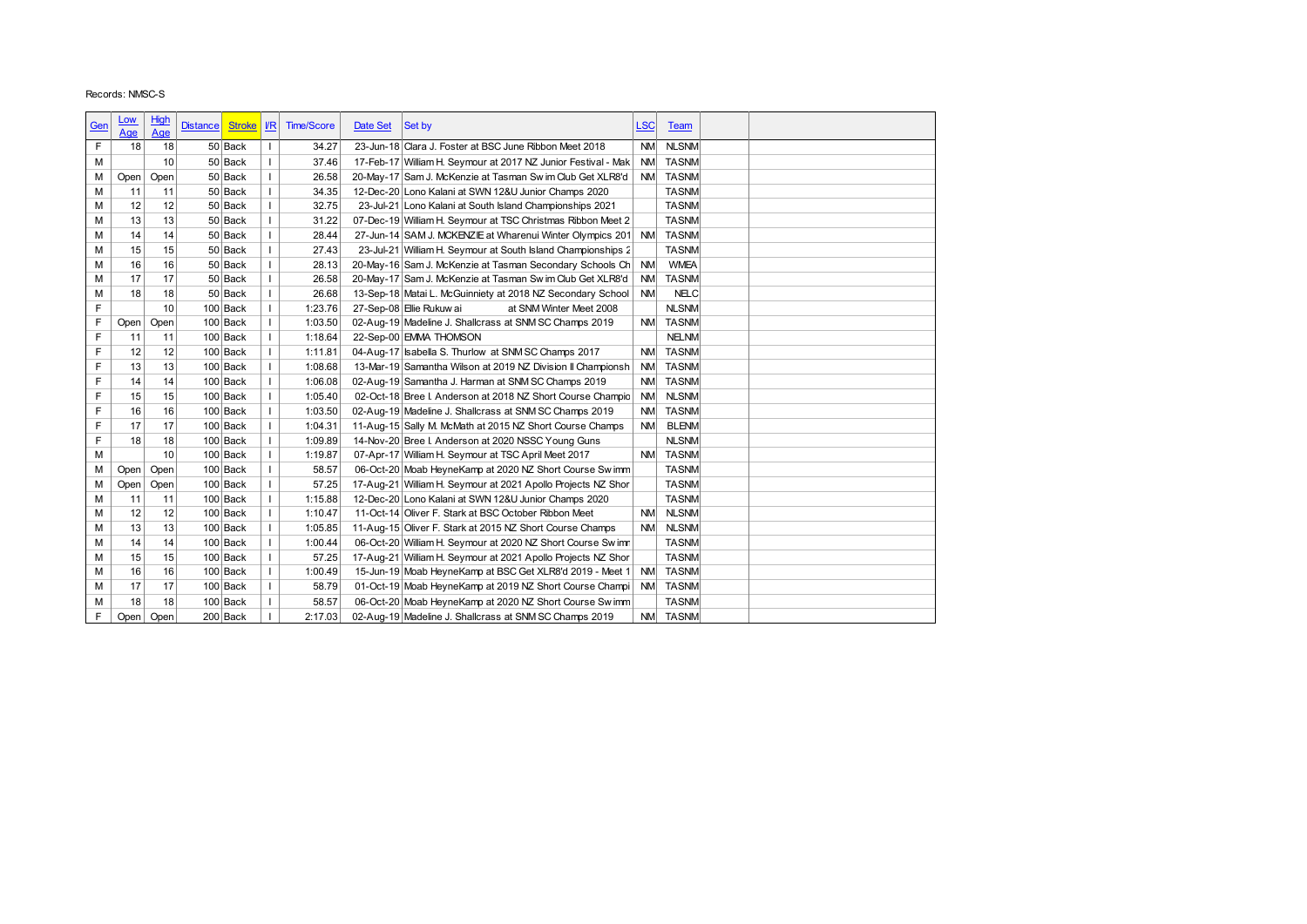Records: NMSC-S

| Gen | Low Age | High Age | Distance | Stroke | I/R | Time/Score | Date Set | Set by | LSC | Team | | |
|---|---|---|---|---|---|---|---|---|---|---|---|---|
| F | 18 | 18 | 50 | Back | I | 34.27 | 23-Jun-18 | Clara J. Foster at BSC June Ribbon Meet 2018 | NM | NLSNM | | |
| M | | 10 | 50 | Back | I | 37.46 | 17-Feb-17 | William H. Seymour at 2017 NZ Junior Festival - Mak | NM | TASNM | | |
| M | Open | Open | 50 | Back | I | 26.58 | 20-May-17 | Sam J. McKenzie at Tasman Swim Club Get XLR8'd | NM | TASNM | | |
| M | 11 | 11 | 50 | Back | I | 34.35 | 12-Dec-20 | Lono Kalani at SWN 12&U Junior Champs 2020 | | TASNM | | |
| M | 12 | 12 | 50 | Back | I | 32.75 | 23-Jul-21 | Lono Kalani at South Island Championships 2021 | | TASNM | | |
| M | 13 | 13 | 50 | Back | I | 31.22 | 07-Dec-19 | William H. Seymour at TSC Christmas Ribbon Meet 2 | | TASNM | | |
| M | 14 | 14 | 50 | Back | I | 28.44 | 27-Jun-14 | SAM J. MCKENZIE at Wharenui Winter Olympics 201 | NM | TASNM | | |
| M | 15 | 15 | 50 | Back | I | 27.43 | 23-Jul-21 | William H. Seymour at South Island Championships 2 | | TASNM | | |
| M | 16 | 16 | 50 | Back | I | 28.13 | 20-May-16 | Sam J. McKenzie at Tasman Secondary Schools Ch | NM | WMEA | | |
| M | 17 | 17 | 50 | Back | I | 26.58 | 20-May-17 | Sam J. McKenzie at Tasman Swim Club Get XLR8'd | NM | TASNM | | |
| M | 18 | 18 | 50 | Back | I | 26.68 | 13-Sep-18 | Matai L. McGuinniety at 2018 NZ Secondary School | NM | NELC | | |
| F | | 10 | 100 | Back | I | 1:23.76 | 27-Sep-08 | Ellie Rukuwai at SNM Winter Meet 2008 | | NLSNM | | |
| F | Open | Open | 100 | Back | I | 1:03.50 | 02-Aug-19 | Madeline J. Shallcrass at SNM SC Champs 2019 | NM | TASNM | | |
| F | 11 | 11 | 100 | Back | I | 1:18.64 | 22-Sep-00 | EMMA THOMSON | | NELNM | | |
| F | 12 | 12 | 100 | Back | I | 1:11.81 | 04-Aug-17 | Isabella S. Thurlow at SNM SC Champs 2017 | NM | TASNM | | |
| F | 13 | 13 | 100 | Back | I | 1:08.68 | 13-Mar-19 | Samantha Wilson at 2019 NZ Division II Championsh | NM | TASNM | | |
| F | 14 | 14 | 100 | Back | I | 1:06.08 | 02-Aug-19 | Samantha J. Harman at SNM SC Champs 2019 | NM | TASNM | | |
| F | 15 | 15 | 100 | Back | I | 1:05.40 | 02-Oct-18 | Bree I. Anderson at 2018 NZ Short Course Champio | NM | NLSNM | | |
| F | 16 | 16 | 100 | Back | I | 1:03.50 | 02-Aug-19 | Madeline J. Shallcrass at SNM SC Champs 2019 | NM | TASNM | | |
| F | 17 | 17 | 100 | Back | I | 1:04.31 | 11-Aug-15 | Sally M. McMath at 2015 NZ Short Course Champs | NM | BLENM | | |
| F | 18 | 18 | 100 | Back | I | 1:09.89 | 14-Nov-20 | Bree I. Anderson at 2020 NSSC Young Guns | | NLSNM | | |
| M | | 10 | 100 | Back | I | 1:19.87 | 07-Apr-17 | William H. Seymour at TSC April Meet 2017 | NM | TASNM | | |
| M | Open | Open | 100 | Back | I | 58.57 | 06-Oct-20 | Moab HeyneKamp at 2020 NZ Short Course Swimm | | TASNM | | |
| M | Open | Open | 100 | Back | I | 57.25 | 17-Aug-21 | William H. Seymour at 2021 Apollo Projects NZ Shor | | TASNM | | |
| M | 11 | 11 | 100 | Back | I | 1:15.88 | 12-Dec-20 | Lono Kalani at SWN 12&U Junior Champs 2020 | | TASNM | | |
| M | 12 | 12 | 100 | Back | I | 1:10.47 | 11-Oct-14 | Oliver F. Stark at BSC October Ribbon Meet | NM | NLSNM | | |
| M | 13 | 13 | 100 | Back | I | 1:05.85 | 11-Aug-15 | Oliver F. Stark at 2015 NZ Short Course Champs | NM | NLSNM | | |
| M | 14 | 14 | 100 | Back | I | 1:00.44 | 06-Oct-20 | William H. Seymour at 2020 NZ Short Course Swimm | | TASNM | | |
| M | 15 | 15 | 100 | Back | I | 57.25 | 17-Aug-21 | William H. Seymour at 2021 Apollo Projects NZ Shor | | TASNM | | |
| M | 16 | 16 | 100 | Back | I | 1:00.49 | 15-Jun-19 | Moab HeyneKamp at BSC Get XLR8'd 2019 - Meet 1 | NM | TASNM | | |
| M | 17 | 17 | 100 | Back | I | 58.79 | 01-Oct-19 | Moab HeyneKamp at 2019 NZ Short Course Champi | NM | TASNM | | |
| M | 18 | 18 | 100 | Back | I | 58.57 | 06-Oct-20 | Moab HeyneKamp at 2020 NZ Short Course Swimm | | TASNM | | |
| F | Open | Open | 200 | Back | I | 2:17.03 | 02-Aug-19 | Madeline J. Shallcrass at SNM SC Champs 2019 | NM | TASNM | | |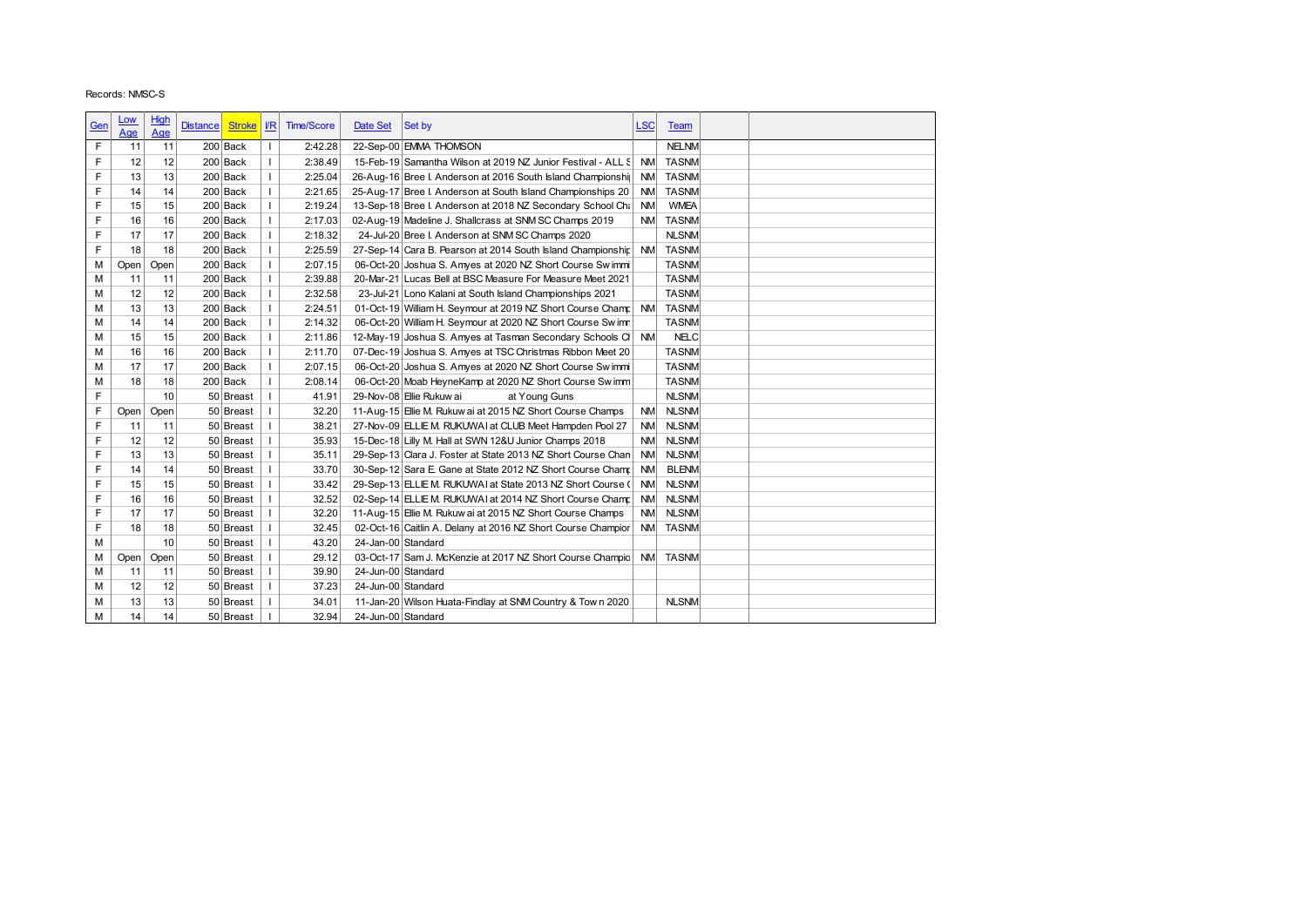Records: NMSC-S

| Gen | Low Age | High Age | Distance | Stroke | I/R | Time/Score | Date Set | Set by | LSC | Team | | |
|---|---|---|---|---|---|---|---|---|---|---|---|---|
| F | 11 | 11 | 200 | Back | I | 2:42.28 | 22-Sep-00 | EMMA THOMSON | | NELNM | | |
| F | 12 | 12 | 200 | Back | I | 2:38.49 | 15-Feb-19 | Samantha Wilson at 2019 NZ Junior Festival - ALL S | NM | TASNM | | |
| F | 13 | 13 | 200 | Back | I | 2:25.04 | 26-Aug-16 | Bree I. Anderson at 2016 South Island Championshi | NM | TASNM | | |
| F | 14 | 14 | 200 | Back | I | 2:21.65 | 25-Aug-17 | Bree I. Anderson at South Island Championships 20 | NM | TASNM | | |
| F | 15 | 15 | 200 | Back | I | 2:19.24 | 13-Sep-18 | Bree I. Anderson at 2018 NZ Secondary School Cha | NM | WMEA | | |
| F | 16 | 16 | 200 | Back | I | 2:17.03 | 02-Aug-19 | Madeline J. Shallcrass at SNM SC Champs 2019 | NM | TASNM | | |
| F | 17 | 17 | 200 | Back | I | 2:18.32 | 24-Jul-20 | Bree I. Anderson at SNM SC Champs 2020 | | NLSNM | | |
| F | 18 | 18 | 200 | Back | I | 2:25.59 | 27-Sep-14 | Cara B. Pearson at 2014 South Island Championship | NM | TASNM | | |
| M | Open | Open | 200 | Back | I | 2:07.15 | 06-Oct-20 | Joshua S. Amyes at 2020 NZ Short Course Swimmi | | TASNM | | |
| M | 11 | 11 | 200 | Back | I | 2:39.88 | 20-Mar-21 | Lucas Bell at BSC Measure For Measure Meet 2021 | | TASNM | | |
| M | 12 | 12 | 200 | Back | I | 2:32.58 | 23-Jul-21 | Lono Kalani at South Island Championships 2021 | | TASNM | | |
| M | 13 | 13 | 200 | Back | I | 2:24.51 | 01-Oct-19 | William H. Seymour at 2019 NZ Short Course Champ | NM | TASNM | | |
| M | 14 | 14 | 200 | Back | I | 2:14.32 | 06-Oct-20 | William H. Seymour at 2020 NZ Short Course Swimm | | TASNM | | |
| M | 15 | 15 | 200 | Back | I | 2:11.86 | 12-May-19 | Joshua S. Amyes at Tasman Secondary Schools Cl | NM | NELC | | |
| M | 16 | 16 | 200 | Back | I | 2:11.70 | 07-Dec-19 | Joshua S. Amyes at TSC Christmas Ribbon Meet 20 | | TASNM | | |
| M | 17 | 17 | 200 | Back | I | 2:07.15 | 06-Oct-20 | Joshua S. Amyes at 2020 NZ Short Course Swimmi | | TASNM | | |
| M | 18 | 18 | 200 | Back | I | 2:08.14 | 06-Oct-20 | Moab HeyneKamp at 2020 NZ Short Course Swimm | | TASNM | | |
| F | | 10 | 50 | Breast | I | 41.91 | 29-Nov-08 | Ellie Rukuwai at Young Guns | | NLSNM | | |
| F | Open | Open | 50 | Breast | I | 32.20 | 11-Aug-15 | Ellie M. Rukuwai at 2015 NZ Short Course Champs | NM | NLSNM | | |
| F | 11 | 11 | 50 | Breast | I | 38.21 | 27-Nov-09 | ELLIE M. RUKUWAI at CLUB Meet Hampden Pool 27 | NM | NLSNM | | |
| F | 12 | 12 | 50 | Breast | I | 35.93 | 15-Dec-18 | Lilly M. Hall at SWN 12&U Junior Champs 2018 | NM | NLSNM | | |
| F | 13 | 13 | 50 | Breast | I | 35.11 | 29-Sep-13 | Clara J. Foster at State 2013 NZ Short Course Chan | NM | NLSNM | | |
| F | 14 | 14 | 50 | Breast | I | 33.70 | 30-Sep-12 | Sara E. Gane at State 2012 NZ Short Course Champ | NM | BLENM | | |
| F | 15 | 15 | 50 | Breast | I | 33.42 | 29-Sep-13 | ELLIE M. RUKUWAI at State 2013 NZ Short Course ( | NM | NLSNM | | |
| F | 16 | 16 | 50 | Breast | I | 32.52 | 02-Sep-14 | ELLIE M. RUKUWAI at 2014 NZ Short Course Champ | NM | NLSNM | | |
| F | 17 | 17 | 50 | Breast | I | 32.20 | 11-Aug-15 | Ellie M. Rukuwai at 2015 NZ Short Course Champs | NM | NLSNM | | |
| F | 18 | 18 | 50 | Breast | I | 32.45 | 02-Oct-16 | Caitlin A. Delany at 2016 NZ Short Course Champior | NM | TASNM | | |
| M | | 10 | 50 | Breast | I | 43.20 | 24-Jan-00 | Standard | | | | |
| M | Open | Open | 50 | Breast | I | 29.12 | 03-Oct-17 | Sam J. McKenzie at 2017 NZ Short Course Champio | NM | TASNM | | |
| M | 11 | 11 | 50 | Breast | I | 39.90 | 24-Jun-00 | Standard | | | | |
| M | 12 | 12 | 50 | Breast | I | 37.23 | 24-Jun-00 | Standard | | | | |
| M | 13 | 13 | 50 | Breast | I | 34.01 | 11-Jan-20 | Wilson Huata-Findlay at SNM Country & Town 2020 | | NLSNM | | |
| M | 14 | 14 | 50 | Breast | I | 32.94 | 24-Jun-00 | Standard | | | | |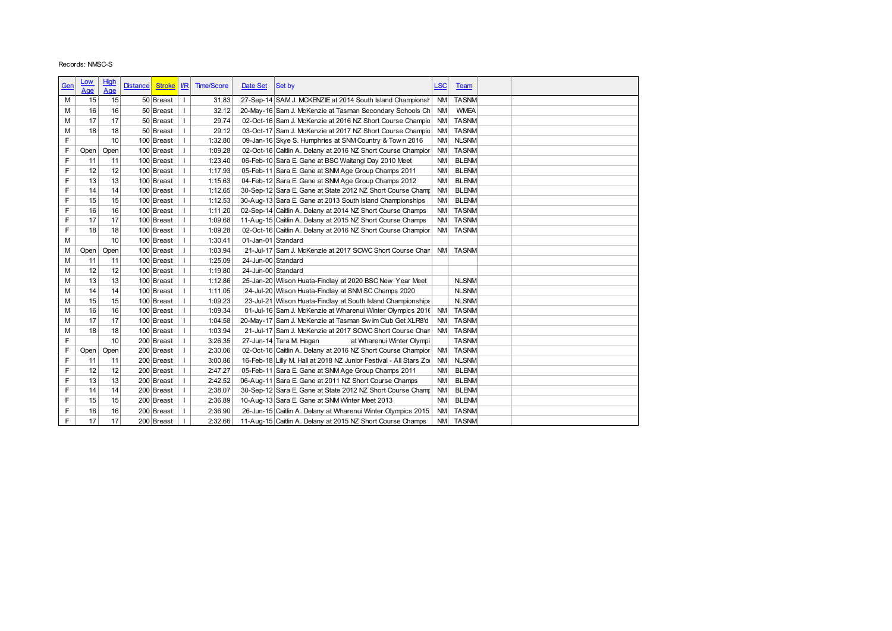Records: NMSC-S

| Gen | Low Age | High Age | Distance | Stroke | I/R | Time/Score | Date Set | Set by | LSC | Team | | |
|---|---|---|---|---|---|---|---|---|---|---|---|---|
| M | 15 | 15 | 50 | Breast | I | 31.83 | 27-Sep-14 | SAM J. MCKENZIE at 2014 South Island Championsh | NM | TASNM | | |
| M | 16 | 16 | 50 | Breast | I | 32.12 | 20-May-16 | Sam J. McKenzie at Tasman Secondary Schools Ch | NM | WMEA | | |
| M | 17 | 17 | 50 | Breast | I | 29.74 | 02-Oct-16 | Sam J. McKenzie at 2016 NZ Short Course Champio | NM | TASNM | | |
| M | 18 | 18 | 50 | Breast | I | 29.12 | 03-Oct-17 | Sam J. McKenzie at 2017 NZ Short Course Champio | NM | TASNM | | |
| F | | 10 | 100 | Breast | I | 1:32.80 | 09-Jan-16 | Skye S. Humphries at SNM Country & Town 2016 | NM | NLSNM | | |
| F | Open | Open | 100 | Breast | I | 1:09.28 | 02-Oct-16 | Caitlin A. Delany at 2016 NZ Short Course Champior | NM | TASNM | | |
| F | 11 | 11 | 100 | Breast | I | 1:23.40 | 06-Feb-10 | Sara E. Gane at BSC Waitangi Day 2010 Meet | NM | BLENM | | |
| F | 12 | 12 | 100 | Breast | I | 1:17.93 | 05-Feb-11 | Sara E. Gane at SNM Age Group Champs 2011 | NM | BLENM | | |
| F | 13 | 13 | 100 | Breast | I | 1:15.63 | 04-Feb-12 | Sara E. Gane at SNM Age Group Champs 2012 | NM | BLENM | | |
| F | 14 | 14 | 100 | Breast | I | 1:12.65 | 30-Sep-12 | Sara E. Gane at State 2012 NZ Short Course Champ | NM | BLENM | | |
| F | 15 | 15 | 100 | Breast | I | 1:12.53 | 30-Aug-13 | Sara E. Gane at 2013 South Island Championships | NM | BLENM | | |
| F | 16 | 16 | 100 | Breast | I | 1:11.20 | 02-Sep-14 | Caitlin A. Delany at 2014 NZ Short Course Champs | NM | TASNM | | |
| F | 17 | 17 | 100 | Breast | I | 1:09.68 | 11-Aug-15 | Caitlin A. Delany at 2015 NZ Short Course Champs | NM | TASNM | | |
| F | 18 | 18 | 100 | Breast | I | 1:09.28 | 02-Oct-16 | Caitlin A. Delany at 2016 NZ Short Course Champior | NM | TASNM | | |
| M | | 10 | 100 | Breast | I | 1:30.41 | 01-Jan-01 | Standard | | | | |
| M | Open | Open | 100 | Breast | I | 1:03.94 | 21-Jul-17 | Sam J. McKenzie at 2017 SCWC Short Course Char | NM | TASNM | | |
| M | 11 | 11 | 100 | Breast | I | 1:25.09 | 24-Jun-00 | Standard | | | | |
| M | 12 | 12 | 100 | Breast | I | 1:19.80 | 24-Jun-00 | Standard | | | | |
| M | 13 | 13 | 100 | Breast | I | 1:12.86 | 25-Jan-20 | Wilson Huata-Findlay at 2020 BSC New Year Meet | | NLSNM | | |
| M | 14 | 14 | 100 | Breast | I | 1:11.05 | 24-Jul-20 | Wilson Huata-Findlay at SNM SC Champs 2020 | | NLSNM | | |
| M | 15 | 15 | 100 | Breast | I | 1:09.23 | 23-Jul-21 | Wilson Huata-Findlay at South Island Championships | | NLSNM | | |
| M | 16 | 16 | 100 | Breast | I | 1:09.34 | 01-Jul-16 | Sam J. McKenzie at Wharenui Winter Olympics 2016 | NM | TASNM | | |
| M | 17 | 17 | 100 | Breast | I | 1:04.58 | 20-May-17 | Sam J. McKenzie at Tasman Swim Club Get XLR8'd | NM | TASNM | | |
| M | 18 | 18 | 100 | Breast | I | 1:03.94 | 21-Jul-17 | Sam J. McKenzie at 2017 SCWC Short Course Char | NM | TASNM | | |
| F | | 10 | 200 | Breast | I | 3:26.35 | 27-Jun-14 | Tara M. Hagan at Wharenui Winter Olympi | | TASNM | | |
| F | Open | Open | 200 | Breast | I | 2:30.06 | 02-Oct-16 | Caitlin A. Delany at 2016 NZ Short Course Champior | NM | TASNM | | |
| F | 11 | 11 | 200 | Breast | I | 3:00.86 | 16-Feb-18 | Lilly M. Hall at 2018 NZ Junior Festival - All Stars Zo | NM | NLSNM | | |
| F | 12 | 12 | 200 | Breast | I | 2:47.27 | 05-Feb-11 | Sara E. Gane at SNM Age Group Champs 2011 | NM | BLENM | | |
| F | 13 | 13 | 200 | Breast | I | 2:42.52 | 06-Aug-11 | Sara E. Gane at 2011 NZ Short Course Champs | NM | BLENM | | |
| F | 14 | 14 | 200 | Breast | I | 2:38.07 | 30-Sep-12 | Sara E. Gane at State 2012 NZ Short Course Champ | NM | BLENM | | |
| F | 15 | 15 | 200 | Breast | I | 2:36.89 | 10-Aug-13 | Sara E. Gane at SNM Winter Meet 2013 | NM | BLENM | | |
| F | 16 | 16 | 200 | Breast | I | 2:36.90 | 26-Jun-15 | Caitlin A. Delany at Wharenui Winter Olympics 2015 | NM | TASNM | | |
| F | 17 | 17 | 200 | Breast | I | 2:32.66 | 11-Aug-15 | Caitlin A. Delany at 2015 NZ Short Course Champs | NM | TASNM | | |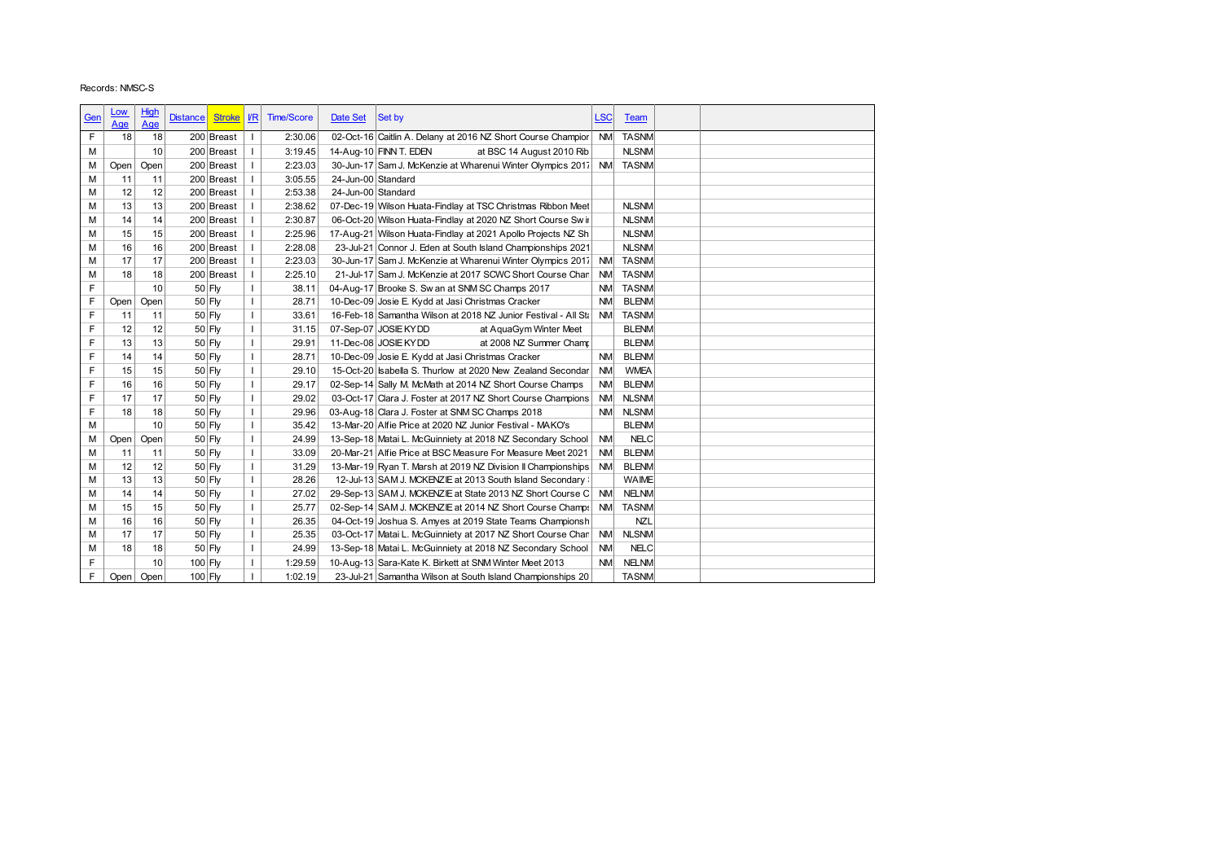Records: NMSC-S

| Gen | Low Age | High Age | Distance | Stroke | I/R | Time/Score | Date Set | Set by | LSC | Team | | |
|---|---|---|---|---|---|---|---|---|---|---|---|---|
| F | 18 | 18 | 200 | Breast | I | 2:30.06 | 02-Oct-16 | Caitlin A. Delany at 2016 NZ Short Course Champior | NM | TASNM | | |
| M | | 10 | 200 | Breast | I | 3:19.45 | 14-Aug-10 | FINN T. EDEN at BSC 14 August 2010 Rib | | NLSNM | | |
| M | Open | Open | 200 | Breast | I | 2:23.03 | 30-Jun-17 | Sam J. McKenzie at Wharenui Winter Olympics 2017 | NM | TASNM | | |
| M | 11 | 11 | 200 | Breast | I | 3:05.55 | 24-Jun-00 | Standard | | | | |
| M | 12 | 12 | 200 | Breast | I | 2:53.38 | 24-Jun-00 | Standard | | | | |
| M | 13 | 13 | 200 | Breast | I | 2:38.62 | 07-Dec-19 | Wilson Huata-Findlay at TSC Christmas Ribbon Meet | | NLSNM | | |
| M | 14 | 14 | 200 | Breast | I | 2:30.87 | 06-Oct-20 | Wilson Huata-Findlay at 2020 NZ Short Course Sw ir | | NLSNM | | |
| M | 15 | 15 | 200 | Breast | I | 2:25.96 | 17-Aug-21 | Wilson Huata-Findlay at 2021 Apollo Projects NZ Sh | | NLSNM | | |
| M | 16 | 16 | 200 | Breast | I | 2:28.08 | 23-Jul-21 | Connor J. Eden at South Island Championships 2021 | | NLSNM | | |
| M | 17 | 17 | 200 | Breast | I | 2:23.03 | 30-Jun-17 | Sam J. McKenzie at Wharenui Winter Olympics 2017 | NM | TASNM | | |
| M | 18 | 18 | 200 | Breast | I | 2:25.10 | 21-Jul-17 | Sam J. McKenzie at 2017 SCWC Short Course Char | NM | TASNM | | |
| F | | 10 | 50 | Fly | I | 38.11 | 04-Aug-17 | Brooke S. Sw an at SNM SC Champs 2017 | NM | TASNM | | |
| F | Open | Open | 50 | Fly | I | 28.71 | 10-Dec-09 | Josie E. Kydd at Jasi Christmas Cracker | NM | BLENM | | |
| F | 11 | 11 | 50 | Fly | I | 33.61 | 16-Feb-18 | Samantha Wilson at 2018 NZ Junior Festival - All Sta | NM | TASNM | | |
| F | 12 | 12 | 50 | Fly | I | 31.15 | 07-Sep-07 | JOSIE KYDD at AquaGym Winter Meet | | BLENM | | |
| F | 13 | 13 | 50 | Fly | I | 29.91 | 11-Dec-08 | JOSIE KYDD at 2008 NZ Summer Champ | | BLENM | | |
| F | 14 | 14 | 50 | Fly | I | 28.71 | 10-Dec-09 | Josie E. Kydd at Jasi Christmas Cracker | NM | BLENM | | |
| F | 15 | 15 | 50 | Fly | I | 29.10 | 15-Oct-20 | Isabella S. Thurlow at 2020 New Zealand Secondar | NM | WMEA | | |
| F | 16 | 16 | 50 | Fly | I | 29.17 | 02-Sep-14 | Sally M. McMath at 2014 NZ Short Course Champs | NM | BLENM | | |
| F | 17 | 17 | 50 | Fly | I | 29.02 | 03-Oct-17 | Clara J. Foster at 2017 NZ Short Course Champions | NM | NLSNM | | |
| F | 18 | 18 | 50 | Fly | I | 29.96 | 03-Aug-18 | Clara J. Foster at SNM SC Champs 2018 | NM | NLSNM | | |
| M | | 10 | 50 | Fly | I | 35.42 | 13-Mar-20 | Alfie Price at 2020 NZ Junior Festival - MAKO's | | BLENM | | |
| M | Open | Open | 50 | Fly | I | 24.99 | 13-Sep-18 | Matai L. McGuinniety at 2018 NZ Secondary School | NM | NELC | | |
| M | 11 | 11 | 50 | Fly | I | 33.09 | 20-Mar-21 | Alfie Price at BSC Measure For Measure Meet 2021 | NM | BLENM | | |
| M | 12 | 12 | 50 | Fly | I | 31.29 | 13-Mar-19 | Ryan T. Marsh at 2019 NZ Division II Championships | NM | BLENM | | |
| M | 13 | 13 | 50 | Fly | I | 28.26 | 12-Jul-13 | SAM J. MCKENZIE at 2013 South Island Secondary | | WAIME | | |
| M | 14 | 14 | 50 | Fly | I | 27.02 | 29-Sep-13 | SAM J. MCKENZIE at State 2013 NZ Short Course C | NM | NELNM | | |
| M | 15 | 15 | 50 | Fly | I | 25.77 | 02-Sep-14 | SAM J. MCKENZIE at 2014 NZ Short Course Champs | NM | TASNM | | |
| M | 16 | 16 | 50 | Fly | I | 26.35 | 04-Oct-19 | Joshua S. Amyes at 2019 State Teams Championsh | | NZL | | |
| M | 17 | 17 | 50 | Fly | I | 25.35 | 03-Oct-17 | Matai L. McGuinniety at 2017 NZ Short Course Char | NM | NLSNM | | |
| M | 18 | 18 | 50 | Fly | I | 24.99 | 13-Sep-18 | Matai L. McGuinniety at 2018 NZ Secondary School | NM | NELC | | |
| F | | 10 | 100 | Fly | I | 1:29.59 | 10-Aug-13 | Sara-Kate K. Birkett at SNM Winter Meet 2013 | NM | NELNM | | |
| F | Open | Open | 100 | Fly | I | 1:02.19 | 23-Jul-21 | Samantha Wilson at South Island Championships 20 | | TASNM | | |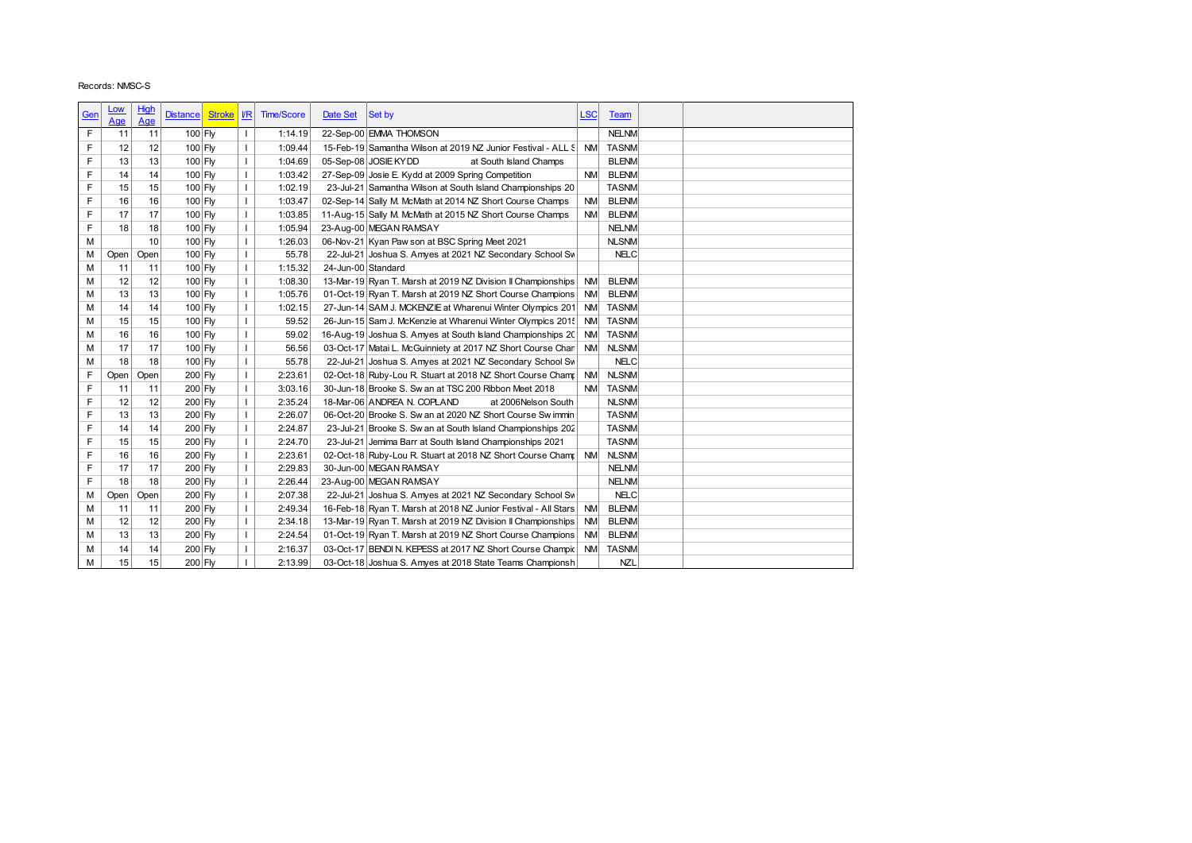Records: NMSC-S

| Gen | Low Age | High Age | Distance | Stroke | I/R | Time/Score | Date Set | Set by | LSC | Team | | |
|---|---|---|---|---|---|---|---|---|---|---|---|---|
| F | 11 | 11 | 100 | Fly | I | 1:14.19 | 22-Sep-00 | EMMA THOMSON | | NELNM | | |
| F | 12 | 12 | 100 | Fly | I | 1:09.44 | 15-Feb-19 | Samantha Wilson at 2019 NZ Junior Festival - ALL S | NM | TASNM | | |
| F | 13 | 13 | 100 | Fly | I | 1:04.69 | 05-Sep-08 | JOSIE KYDD at South Island Champs | | BLENM | | |
| F | 14 | 14 | 100 | Fly | I | 1:03.42 | 27-Sep-09 | Josie E. Kydd at 2009 Spring Competition | NM | BLENM | | |
| F | 15 | 15 | 100 | Fly | I | 1:02.19 | 23-Jul-21 | Samantha Wilson at South Island Championships 20 | | TASNM | | |
| F | 16 | 16 | 100 | Fly | I | 1:03.47 | 02-Sep-14 | Sally M. McMath at 2014 NZ Short Course Champs | NM | BLENM | | |
| F | 17 | 17 | 100 | Fly | I | 1:03.85 | 11-Aug-15 | Sally M. McMath at 2015 NZ Short Course Champs | NM | BLENM | | |
| F | 18 | 18 | 100 | Fly | I | 1:05.94 | 23-Aug-00 | MEGAN RAMSAY | | NELNM | | |
| M | | 10 | 100 | Fly | I | 1:26.03 | 06-Nov-21 | Kyan Pawson at BSC Spring Meet 2021 | | NLSNM | | |
| M | Open | Open | 100 | Fly | I | 55.78 | 22-Jul-21 | Joshua S. Amyes at 2021 NZ Secondary School Sw | | NELC | | |
| M | 11 | 11 | 100 | Fly | I | 1:15.32 | 24-Jun-00 | Standard | | | | |
| M | 12 | 12 | 100 | Fly | I | 1:08.30 | 13-Mar-19 | Ryan T. Marsh at 2019 NZ Division II Championships | NM | BLENM | | |
| M | 13 | 13 | 100 | Fly | I | 1:05.76 | 01-Oct-19 | Ryan T. Marsh at 2019 NZ Short Course Champions | NM | BLENM | | |
| M | 14 | 14 | 100 | Fly | I | 1:02.15 | 27-Jun-14 | SAM J. MCKENZIE at Wharenui Winter Olympics 201 | NM | TASNM | | |
| M | 15 | 15 | 100 | Fly | I | 59.52 | 26-Jun-15 | Sam J. McKenzie at Wharenui Winter Olympics 2015 | NM | TASNM | | |
| M | 16 | 16 | 100 | Fly | I | 59.02 | 16-Aug-19 | Joshua S. Amyes at South Island Championships 20 | NM | TASNM | | |
| M | 17 | 17 | 100 | Fly | I | 56.56 | 03-Oct-17 | Matai L. McGuinniety at 2017 NZ Short Course Char | NM | NLSNM | | |
| M | 18 | 18 | 100 | Fly | I | 55.78 | 22-Jul-21 | Joshua S. Amyes at 2021 NZ Secondary School Sw | | NELC | | |
| F | Open | Open | 200 | Fly | I | 2:23.61 | 02-Oct-18 | Ruby-Lou R. Stuart at 2018 NZ Short Course Champ | NM | NLSNM | | |
| F | 11 | 11 | 200 | Fly | I | 3:03.16 | 30-Jun-18 | Brooke S. Swan at TSC 200 Ribbon Meet 2018 | NM | TASNM | | |
| F | 12 | 12 | 200 | Fly | I | 2:35.24 | 18-Mar-06 | ANDREA N. COPLAND at 2006Nelson South | | NLSNM | | |
| F | 13 | 13 | 200 | Fly | I | 2:26.07 | 06-Oct-20 | Brooke S. Swan at 2020 NZ Short Course Swimmin | | TASNM | | |
| F | 14 | 14 | 200 | Fly | I | 2:24.87 | 23-Jul-21 | Brooke S. Swan at South Island Championships 202 | | TASNM | | |
| F | 15 | 15 | 200 | Fly | I | 2:24.70 | 23-Jul-21 | Jemima Barr at South Island Championships 2021 | | TASNM | | |
| F | 16 | 16 | 200 | Fly | I | 2:23.61 | 02-Oct-18 | Ruby-Lou R. Stuart at 2018 NZ Short Course Champ | NM | NLSNM | | |
| F | 17 | 17 | 200 | Fly | I | 2:29.83 | 30-Jun-00 | MEGAN RAMSAY | | NELNM | | |
| F | 18 | 18 | 200 | Fly | I | 2:26.44 | 23-Aug-00 | MEGAN RAMSAY | | NELNM | | |
| M | Open | Open | 200 | Fly | I | 2:07.38 | 22-Jul-21 | Joshua S. Amyes at 2021 NZ Secondary School Sw | | NELC | | |
| M | 11 | 11 | 200 | Fly | I | 2:49.34 | 16-Feb-18 | Ryan T. Marsh at 2018 NZ Junior Festival - All Stars | NM | BLENM | | |
| M | 12 | 12 | 200 | Fly | I | 2:34.18 | 13-Mar-19 | Ryan T. Marsh at 2019 NZ Division II Championships | NM | BLENM | | |
| M | 13 | 13 | 200 | Fly | I | 2:24.54 | 01-Oct-19 | Ryan T. Marsh at 2019 NZ Short Course Champions | NM | BLENM | | |
| M | 14 | 14 | 200 | Fly | I | 2:16.37 | 03-Oct-17 | BENDI N. KEPESS at 2017 NZ Short Course Champic | NM | TASNM | | |
| M | 15 | 15 | 200 | Fly | I | 2:13.99 | 03-Oct-18 | Joshua S. Amyes at 2018 State Teams Championsh | | NZL | | |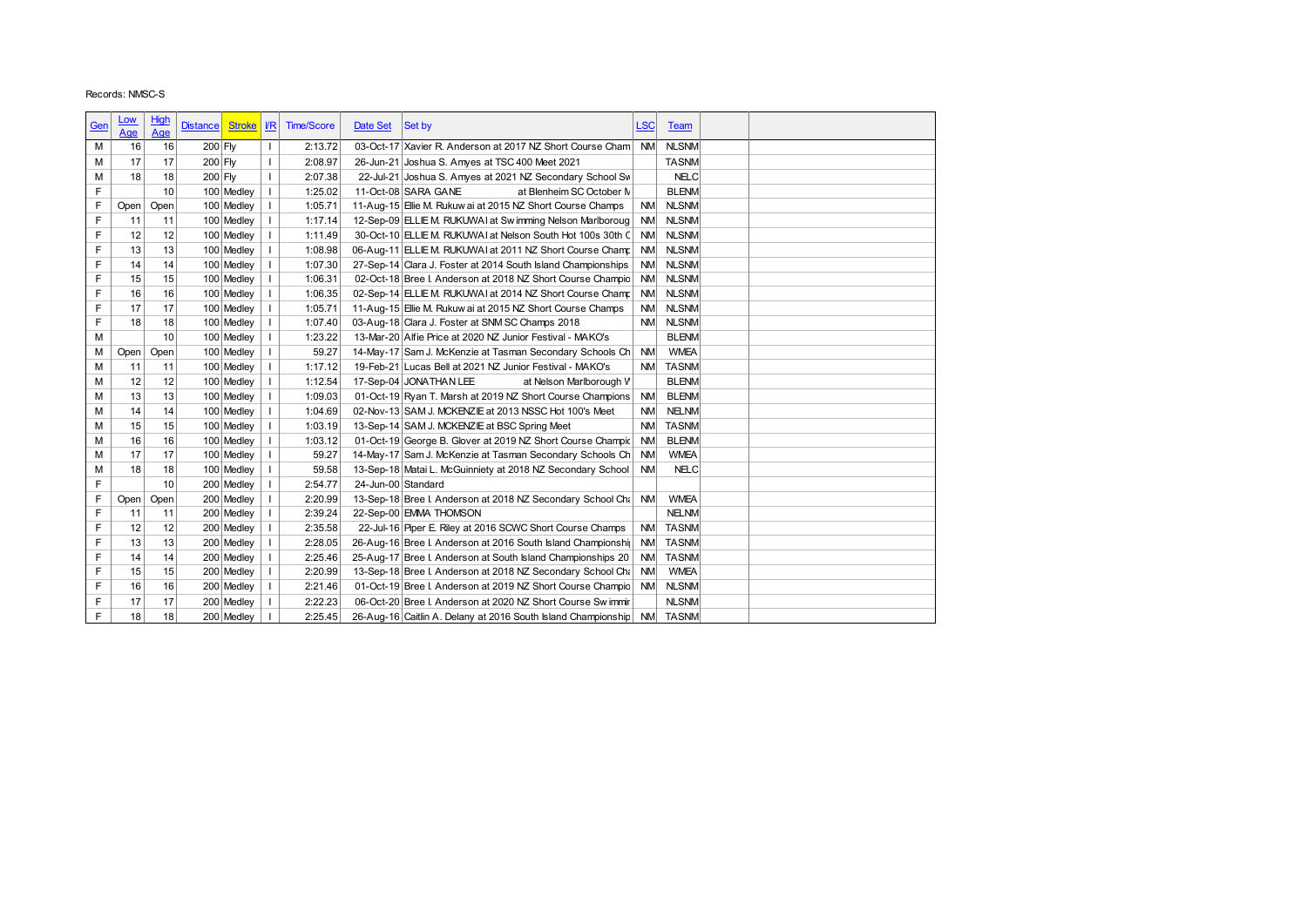Records: NMSC-S

| Gen | Low Age | High Age | Distance | Stroke | I/R | Time/Score | Date Set | Set by | LSC | Team | | |
|---|---|---|---|---|---|---|---|---|---|---|---|---|
| M | 16 | 16 | 200 | Fly | I | 2:13.72 | 03-Oct-17 | Xavier R. Anderson at 2017 NZ Short Course Cham | NM | NLSNM | | |
| M | 17 | 17 | 200 | Fly | I | 2:08.97 | 26-Jun-21 | Joshua S. Amyes at TSC400 Meet 2021 | | TASNM | | |
| M | 18 | 18 | 200 | Fly | I | 2:07.38 | 22-Jul-21 | Joshua S. Amyes at 2021 NZ Secondary School Sw | | NELC | | |
| F | | 10 | 100 | Medley | I | 1:25.02 | 11-Oct-08 | SARA GANE at Blenheim SC October N | | BLENM | | |
| F | Open | Open | 100 | Medley | I | 1:05.71 | 11-Aug-15 | Ellie M. Rukuwai at 2015 NZ Short Course Champs | NM | NLSNM | | |
| F | 11 | 11 | 100 | Medley | I | 1:17.14 | 12-Sep-09 | ELLIE M. RUKUWAI at Swimming Nelson Marlboroug | NM | NLSNM | | |
| F | 12 | 12 | 100 | Medley | I | 1:11.49 | 30-Oct-10 | ELLIE M. RUKUWAI at Nelson South Hot 100s 30th C | NM | NLSNM | | |
| F | 13 | 13 | 100 | Medley | I | 1:08.98 | 06-Aug-11 | ELLIE M. RUKUWAI at 2011 NZ Short Course Champ | NM | NLSNM | | |
| F | 14 | 14 | 100 | Medley | I | 1:07.30 | 27-Sep-14 | Clara J. Foster at 2014 South Island Championships | NM | NLSNM | | |
| F | 15 | 15 | 100 | Medley | I | 1:06.31 | 02-Oct-18 | Bree I. Anderson at 2018 NZ Short Course Champio | NM | NLSNM | | |
| F | 16 | 16 | 100 | Medley | I | 1:06.35 | 02-Sep-14 | ELLIE M. RUKUWAI at 2014 NZ Short Course Champ | NM | NLSNM | | |
| F | 17 | 17 | 100 | Medley | I | 1:05.71 | 11-Aug-15 | Ellie M. Rukuwai at 2015 NZ Short Course Champs | NM | NLSNM | | |
| F | 18 | 18 | 100 | Medley | I | 1:07.40 | 03-Aug-18 | Clara J. Foster at SNM SC Champs 2018 | NM | NLSNM | | |
| M | | 10 | 100 | Medley | I | 1:23.22 | 13-Mar-20 | Alfie Price at 2020 NZ Junior Festival - MAKO's | | BLENM | | |
| M | Open | Open | 100 | Medley | I | 59.27 | 14-May-17 | Sam J. McKenzie at Tasman Secondary Schools Ch | NM | WMEA | | |
| M | 11 | 11 | 100 | Medley | I | 1:17.12 | 19-Feb-21 | Lucas Bell at 2021 NZ Junior Festival - MAKO's | NM | TASNM | | |
| M | 12 | 12 | 100 | Medley | I | 1:12.54 | 17-Sep-04 | JONATHAN LEE at Nelson Marlborough V | | BLENM | | |
| M | 13 | 13 | 100 | Medley | I | 1:09.03 | 01-Oct-19 | Ryan T. Marsh at 2019 NZ Short Course Champions | NM | BLENM | | |
| M | 14 | 14 | 100 | Medley | I | 1:04.69 | 02-Nov-13 | SAM J. MCKENZIE at 2013 NSSC Hot 100's Meet | NM | NELNM | | |
| M | 15 | 15 | 100 | Medley | I | 1:03.19 | 13-Sep-14 | SAM J. MCKENZIE at BSC Spring Meet | NM | TASNM | | |
| M | 16 | 16 | 100 | Medley | I | 1:03.12 | 01-Oct-19 | George B. Glover at 2019 NZ Short Course Champic | NM | BLENM | | |
| M | 17 | 17 | 100 | Medley | I | 59.27 | 14-May-17 | Sam J. McKenzie at Tasman Secondary Schools Ch | NM | WMEA | | |
| M | 18 | 18 | 100 | Medley | I | 59.58 | 13-Sep-18 | Matai L. McGuinniety at 2018 NZ Secondary School | NM | NELC | | |
| F | | 10 | 200 | Medley | I | 2:54.77 | 24-Jun-00 | Standard | | | | |
| F | Open | Open | 200 | Medley | I | 2:20.99 | 13-Sep-18 | Bree I. Anderson at 2018 NZ Secondary School Cha | NM | WMEA | | |
| F | 11 | 11 | 200 | Medley | I | 2:39.24 | 22-Sep-00 | EMMA THOMSON | | NELNM | | |
| F | 12 | 12 | 200 | Medley | I | 2:35.58 | 22-Jul-16 | Piper E. Riley at 2016 SCWC Short Course Champs | NM | TASNM | | |
| F | 13 | 13 | 200 | Medley | I | 2:28.05 | 26-Aug-16 | Bree I. Anderson at 2016 South Island Championshi | NM | TASNM | | |
| F | 14 | 14 | 200 | Medley | I | 2:25.46 | 25-Aug-17 | Bree I. Anderson at South Island Championships 20 | NM | TASNM | | |
| F | 15 | 15 | 200 | Medley | I | 2:20.99 | 13-Sep-18 | Bree I. Anderson at 2018 NZ Secondary School Cha | NM | WMEA | | |
| F | 16 | 16 | 200 | Medley | I | 2:21.46 | 01-Oct-19 | Bree I. Anderson at 2019 NZ Short Course Champio | NM | NLSNM | | |
| F | 17 | 17 | 200 | Medley | I | 2:22.23 | 06-Oct-20 | Bree I. Anderson at 2020 NZ Short Course Swimmir | | NLSNM | | |
| F | 18 | 18 | 200 | Medley | I | 2:25.45 | 26-Aug-16 | Caitlin A. Delany at 2016 South Island Championship | NM | TASNM | | |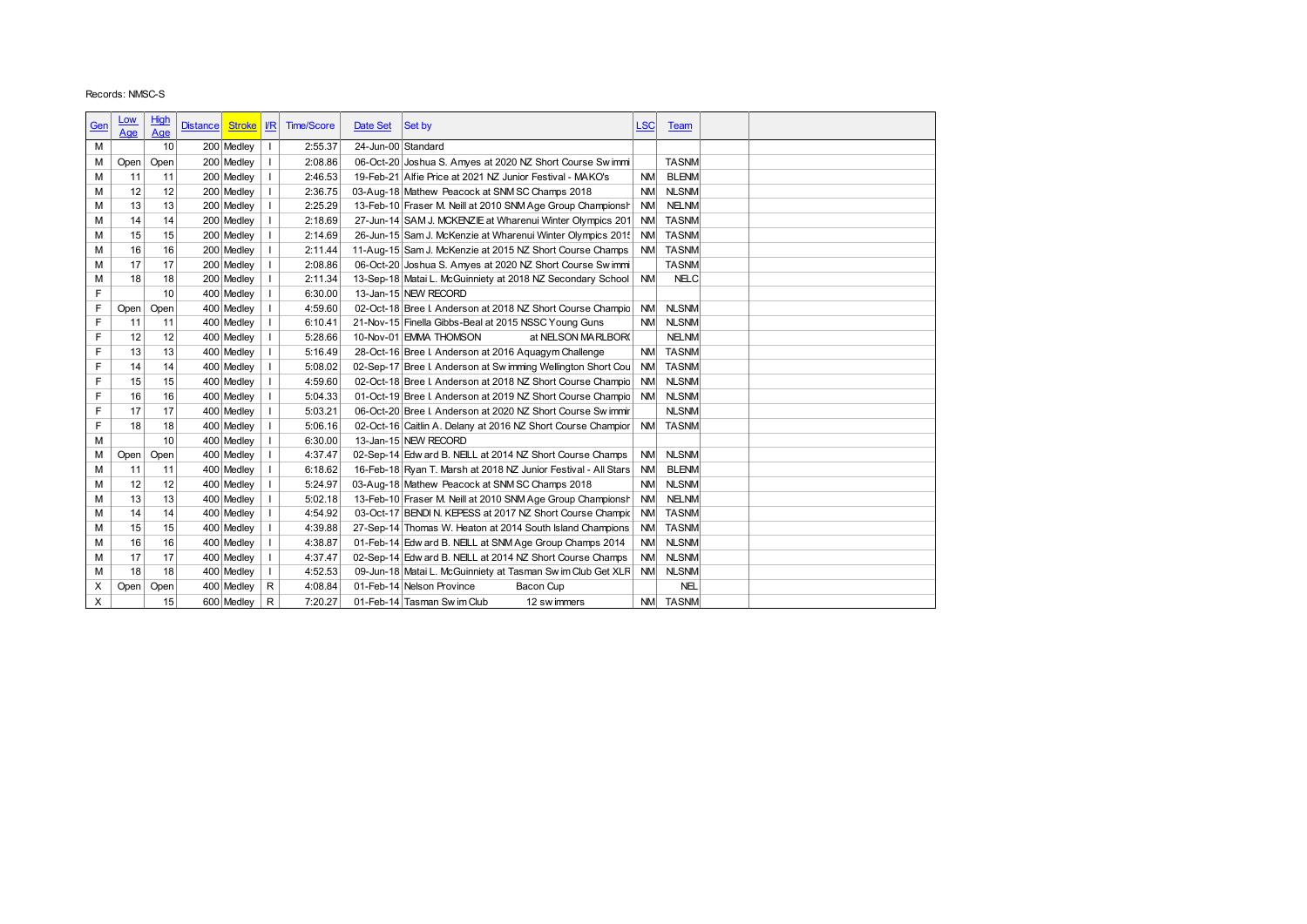Records: NMSC-S

| Gen | Low Age | High Age | Distance | Stroke | I/R | Time/Score | Date Set | Set by | LSC | Team | | |
|---|---|---|---|---|---|---|---|---|---|---|---|---|
| M | | 10 | 200 | Medley | I | 2:55.37 | 24-Jun-00 | Standard | | | | |
| M | Open | Open | 200 | Medley | I | 2:08.86 | 06-Oct-20 | Joshua S. Amyes at 2020 NZ Short Course Swimmi | | TASNM | | |
| M | 11 | 11 | 200 | Medley | I | 2:46.53 | 19-Feb-21 | Alfie Price at 2021 NZ Junior Festival - MAKO's | NM | BLENM | | |
| M | 12 | 12 | 200 | Medley | I | 2:36.75 | 03-Aug-18 | Mathew Peacock at SNM SC Champs 2018 | NM | NLSNM | | |
| M | 13 | 13 | 200 | Medley | I | 2:25.29 | 13-Feb-10 | Fraser M. Neill at 2010 SNM Age Group Championsh | NM | NELNM | | |
| M | 14 | 14 | 200 | Medley | I | 2:18.69 | 27-Jun-14 | SAM J. MCKENZIE at Wharenui Winter Olympics 201 | NM | TASNM | | |
| M | 15 | 15 | 200 | Medley | I | 2:14.69 | 26-Jun-15 | Sam J. McKenzie at Wharenui Winter Olympics 2015 | NM | TASNM | | |
| M | 16 | 16 | 200 | Medley | I | 2:11.44 | 11-Aug-15 | Sam J. McKenzie at 2015 NZ Short Course Champs | NM | TASNM | | |
| M | 17 | 17 | 200 | Medley | I | 2:08.86 | 06-Oct-20 | Joshua S. Amyes at 2020 NZ Short Course Swimmi | | TASNM | | |
| M | 18 | 18 | 200 | Medley | I | 2:11.34 | 13-Sep-18 | Matai L. McGuinniety at 2018 NZ Secondary School | NM | NELC | | |
| F | | 10 | 400 | Medley | I | 6:30.00 | 13-Jan-15 | NEW RECORD | | | | |
| F | Open | Open | 400 | Medley | I | 4:59.60 | 02-Oct-18 | Bree I. Anderson at 2018 NZ Short Course Champio | NM | NLSNM | | |
| F | 11 | 11 | 400 | Medley | I | 6:10.41 | 21-Nov-15 | Finella Gibbs-Beal at 2015 NSSC Young Guns | NM | NLSNM | | |
| F | 12 | 12 | 400 | Medley | I | 5:28.66 | 10-Nov-01 | EMMA THOMSON at NELSON MARLBORO | | NELNM | | |
| F | 13 | 13 | 400 | Medley | I | 5:16.49 | 28-Oct-16 | Bree I. Anderson at 2016 Aquagym Challenge | NM | TASNM | | |
| F | 14 | 14 | 400 | Medley | I | 5:08.02 | 02-Sep-17 | Bree I. Anderson at Swimming Wellington Short Cou | NM | TASNM | | |
| F | 15 | 15 | 400 | Medley | I | 4:59.60 | 02-Oct-18 | Bree I. Anderson at 2018 NZ Short Course Champio | NM | NLSNM | | |
| F | 16 | 16 | 400 | Medley | I | 5:04.33 | 01-Oct-19 | Bree I. Anderson at 2019 NZ Short Course Champio | NM | NLSNM | | |
| F | 17 | 17 | 400 | Medley | I | 5:03.21 | 06-Oct-20 | Bree I. Anderson at 2020 NZ Short Course Swimmir | | NLSNM | | |
| F | 18 | 18 | 400 | Medley | I | 5:06.16 | 02-Oct-16 | Caitlin A. Delany at 2016 NZ Short Course Champior | NM | TASNM | | |
| M | | 10 | 400 | Medley | I | 6:30.00 | 13-Jan-15 | NEW RECORD | | | | |
| M | Open | Open | 400 | Medley | I | 4:37.47 | 02-Sep-14 | Edward B. NEILL at 2014 NZ Short Course Champs | NM | NLSNM | | |
| M | 11 | 11 | 400 | Medley | I | 6:18.62 | 16-Feb-18 | Ryan T. Marsh at 2018 NZ Junior Festival - All Stars | NM | BLENM | | |
| M | 12 | 12 | 400 | Medley | I | 5:24.97 | 03-Aug-18 | Mathew Peacock at SNM SC Champs 2018 | NM | NLSNM | | |
| M | 13 | 13 | 400 | Medley | I | 5:02.18 | 13-Feb-10 | Fraser M. Neill at 2010 SNM Age Group Championsh | NM | NELNM | | |
| M | 14 | 14 | 400 | Medley | I | 4:54.92 | 03-Oct-17 | BENDI N. KEPESS at 2017 NZ Short Course Champic | NM | TASNM | | |
| M | 15 | 15 | 400 | Medley | I | 4:39.88 | 27-Sep-14 | Thomas W. Heaton at 2014 South Island Champions | NM | TASNM | | |
| M | 16 | 16 | 400 | Medley | I | 4:38.87 | 01-Feb-14 | Edward B. NEILL at SNM Age Group Champs 2014 | NM | NLSNM | | |
| M | 17 | 17 | 400 | Medley | I | 4:37.47 | 02-Sep-14 | Edward B. NEILL at 2014 NZ Short Course Champs | NM | NLSNM | | |
| M | 18 | 18 | 400 | Medley | I | 4:52.53 | 09-Jun-18 | Matai L. McGuinniety at Tasman Swim Club Get XLR | NM | NLSNM | | |
| X | Open | Open | 400 | Medley | R | 4:08.84 | 01-Feb-14 | Nelson Province Bacon Cup | | NEL | | |
| X | | 15 | 600 | Medley | R | 7:20.27 | 01-Feb-14 | Tasman Swim Club 12 swimmers | NM | TASNM | | |